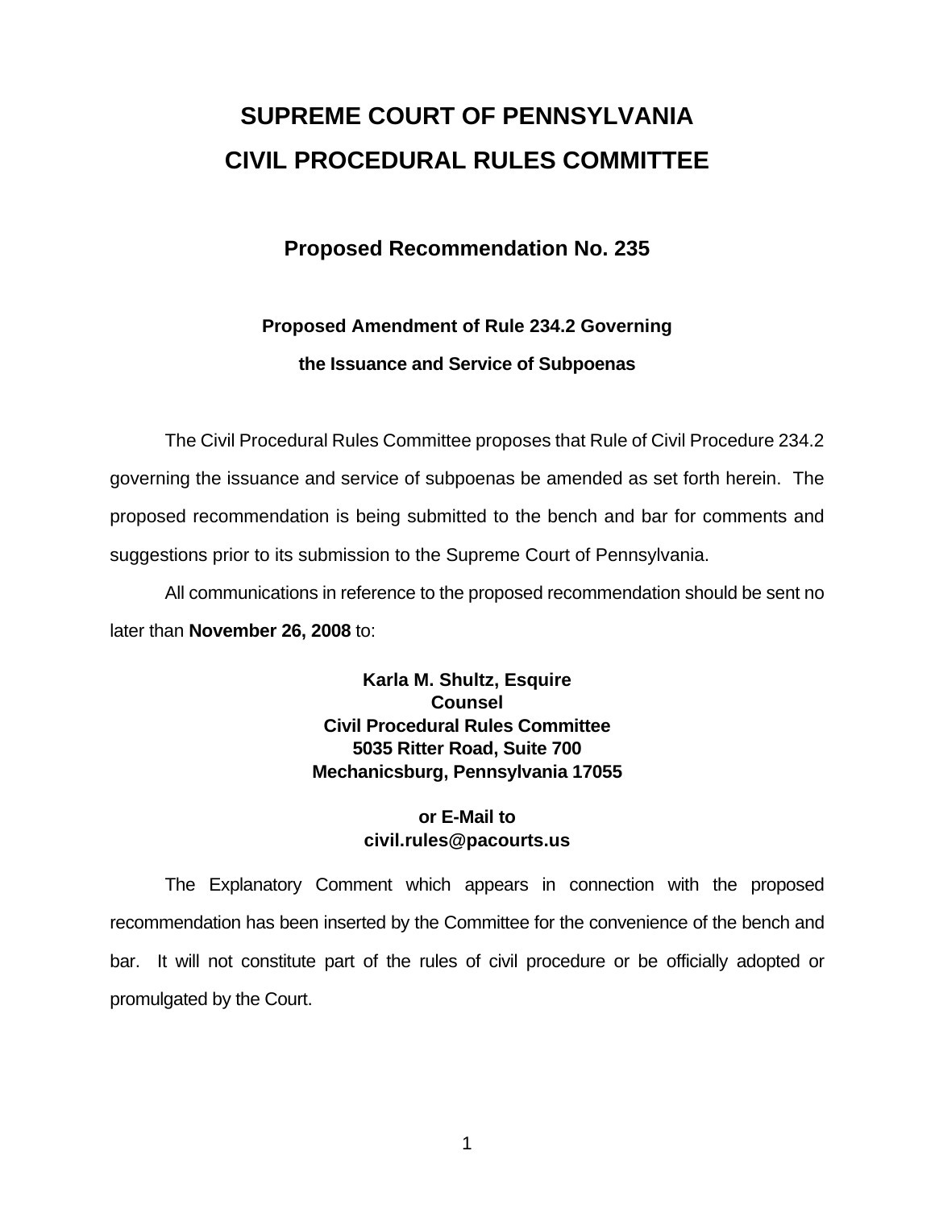# SUPREME COURT OF PENNSYLVANIA
# CIVIL PROCEDURAL RULES COMMITTEE

## Proposed Recommendation No. 235

### Proposed Amendment of Rule 234.2 Governing the Issuance and Service of Subpoenas

The Civil Procedural Rules Committee proposes that Rule of Civil Procedure 234.2 governing the issuance and service of subpoenas be amended as set forth herein. The proposed recommendation is being submitted to the bench and bar for comments and suggestions prior to its submission to the Supreme Court of Pennsylvania.

All communications in reference to the proposed recommendation should be sent no later than **November 26, 2008** to:

**Karla M. Shultz, Esquire**
**Counsel**
**Civil Procedural Rules Committee**
**5035 Ritter Road, Suite 700**
**Mechanicsburg, Pennsylvania 17055**

**or E-Mail to**
**civil.rules@pacourts.us**

The Explanatory Comment which appears in connection with the proposed recommendation has been inserted by the Committee for the convenience of the bench and bar. It will not constitute part of the rules of civil procedure or be officially adopted or promulgated by the Court.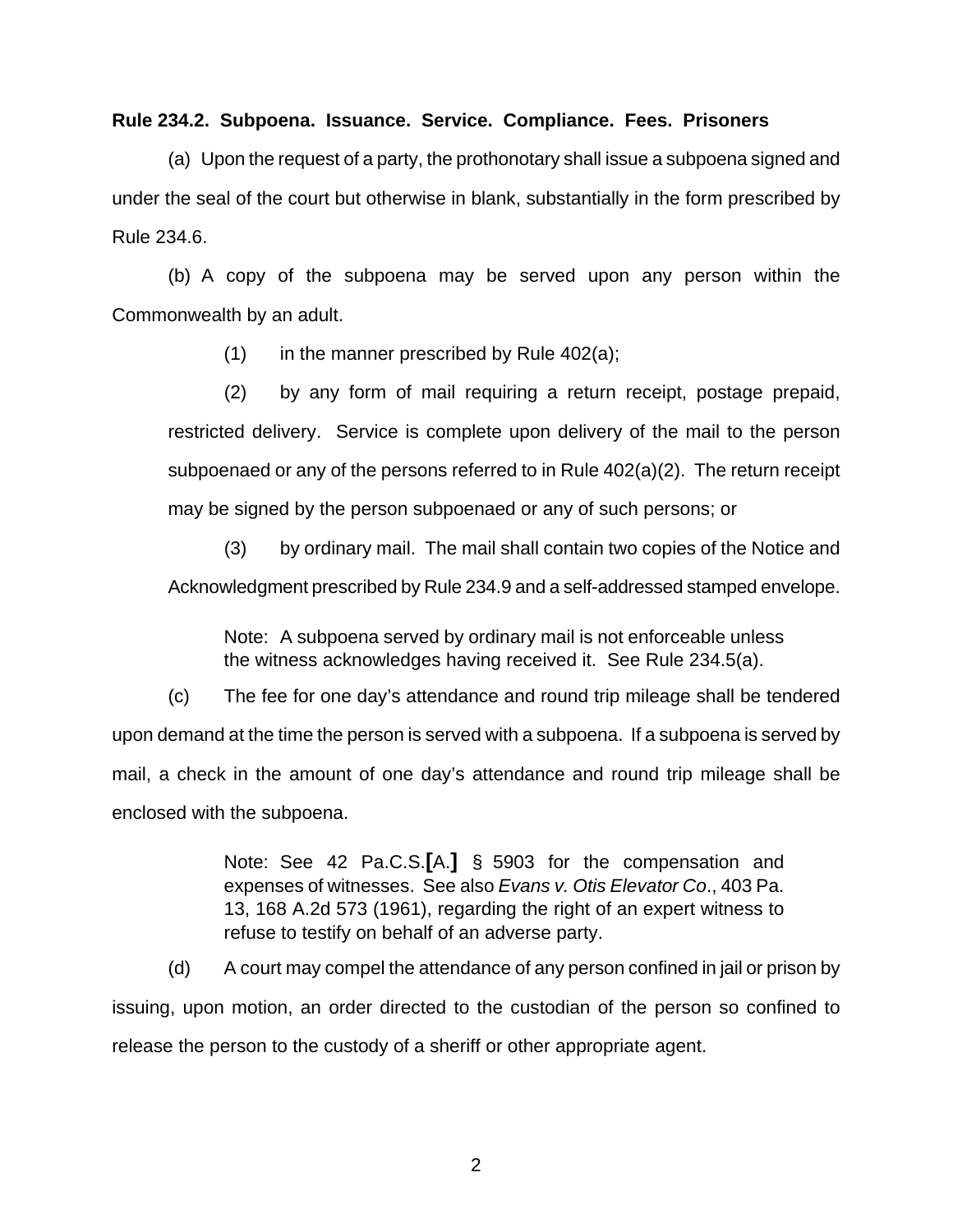**Rule 234.2. Subpoena. Issuance. Service. Compliance. Fees. Prisoners**

(a) Upon the request of a party, the prothonotary shall issue a subpoena signed and under the seal of the court but otherwise in blank, substantially in the form prescribed by Rule 234.6.

(b) A copy of the subpoena may be served upon any person within the Commonwealth by an adult.

(1) in the manner prescribed by Rule 402(a);

(2) by any form of mail requiring a return receipt, postage prepaid, restricted delivery. Service is complete upon delivery of the mail to the person subpoenaed or any of the persons referred to in Rule 402(a)(2). The return receipt may be signed by the person subpoenaed or any of such persons; or

(3) by ordinary mail. The mail shall contain two copies of the Notice and Acknowledgment prescribed by Rule 234.9 and a self-addressed stamped envelope.

> Note: A subpoena served by ordinary mail is not enforceable unless the witness acknowledges having received it. See Rule 234.5(a).

(c) The fee for one day's attendance and round trip mileage shall be tendered upon demand at the time the person is served with a subpoena. If a subpoena is served by mail, a check in the amount of one day's attendance and round trip mileage shall be enclosed with the subpoena.

> Note: See 42 Pa.C.S.**[**A.**]** § 5903 for the compensation and expenses of witnesses. See also *Evans v. Otis Elevator Co*., 403 Pa. 13, 168 A.2d 573 (1961), regarding the right of an expert witness to refuse to testify on behalf of an adverse party.

(d) A court may compel the attendance of any person confined in jail or prison by issuing, upon motion, an order directed to the custodian of the person so confined to release the person to the custody of a sheriff or other appropriate agent.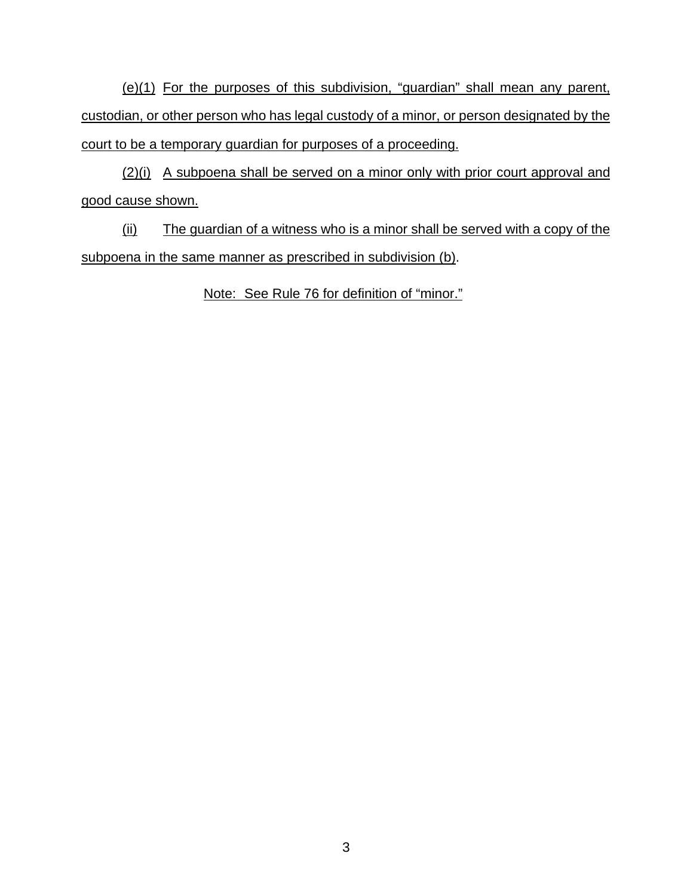(e)(1) For the purposes of this subdivision, "guardian" shall mean any parent, custodian, or other person who has legal custody of a minor, or person designated by the court to be a temporary guardian for purposes of a proceeding.

(2)(i) A subpoena shall be served on a minor only with prior court approval and good cause shown.

(ii) The guardian of a witness who is a minor shall be served with a copy of the subpoena in the same manner as prescribed in subdivision (b).

Note: See Rule 76 for definition of "minor."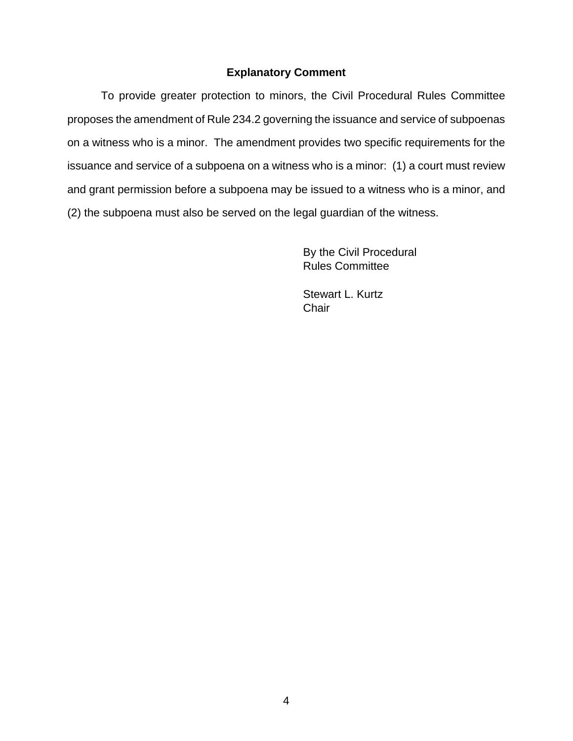## Explanatory Comment

To provide greater protection to minors, the Civil Procedural Rules Committee proposes the amendment of Rule 234.2 governing the issuance and service of subpoenas on a witness who is a minor. The amendment provides two specific requirements for the issuance and service of a subpoena on a witness who is a minor: (1) a court must review and grant permission before a subpoena may be issued to a witness who is a minor, and (2) the subpoena must also be served on the legal guardian of the witness.

By the Civil Procedural
Rules Committee

Stewart L. Kurtz
Chair